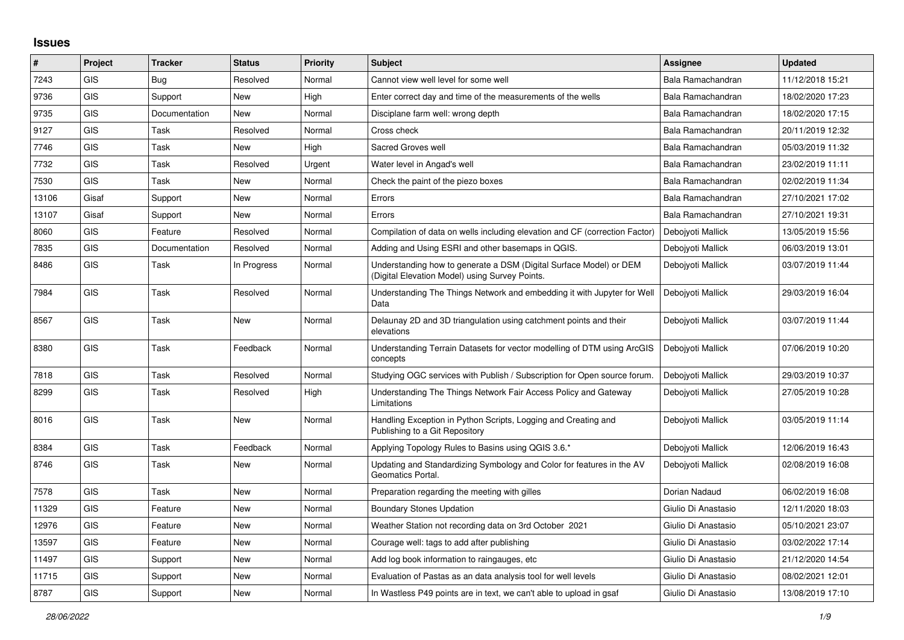# Issues

| # | Project | Tracker | Status | Priority | Subject | Assignee | Updated |
|---|---|---|---|---|---|---|---|
| 7243 | GIS | Bug | Resolved | Normal | Cannot view well level for some well | Bala Ramachandran | 11/12/2018 15:21 |
| 9736 | GIS | Support | New | High | Enter correct day and time of the measurements of the wells | Bala Ramachandran | 18/02/2020 17:23 |
| 9735 | GIS | Documentation | New | Normal | Disciplane farm well: wrong depth | Bala Ramachandran | 18/02/2020 17:15 |
| 9127 | GIS | Task | Resolved | Normal | Cross check | Bala Ramachandran | 20/11/2019 12:32 |
| 7746 | GIS | Task | New | High | Sacred Groves well | Bala Ramachandran | 05/03/2019 11:32 |
| 7732 | GIS | Task | Resolved | Urgent | Water level in Angad's well | Bala Ramachandran | 23/02/2019 11:11 |
| 7530 | GIS | Task | New | Normal | Check the paint of the piezo boxes | Bala Ramachandran | 02/02/2019 11:34 |
| 13106 | Gisaf | Support | New | Normal | Errors | Bala Ramachandran | 27/10/2021 17:02 |
| 13107 | Gisaf | Support | New | Normal | Errors | Bala Ramachandran | 27/10/2021 19:31 |
| 8060 | GIS | Feature | Resolved | Normal | Compilation of data on wells including elevation and CF (correction Factor) | Debojyoti Mallick | 13/05/2019 15:56 |
| 7835 | GIS | Documentation | Resolved | Normal | Adding and Using ESRI and other basemaps in QGIS. | Debojyoti Mallick | 06/03/2019 13:01 |
| 8486 | GIS | Task | In Progress | Normal | Understanding how to generate a DSM (Digital Surface Model) or DEM (Digital Elevation Model) using Survey Points. | Debojyoti Mallick | 03/07/2019 11:44 |
| 7984 | GIS | Task | Resolved | Normal | Understanding The Things Network and embedding it with Jupyter for Well Data | Debojyoti Mallick | 29/03/2019 16:04 |
| 8567 | GIS | Task | New | Normal | Delaunay 2D and 3D triangulation using catchment points and their elevations | Debojyoti Mallick | 03/07/2019 11:44 |
| 8380 | GIS | Task | Feedback | Normal | Understanding Terrain Datasets for vector modelling of DTM using ArcGIS concepts | Debojyoti Mallick | 07/06/2019 10:20 |
| 7818 | GIS | Task | Resolved | Normal | Studying OGC services with Publish / Subscription for Open source forum. | Debojyoti Mallick | 29/03/2019 10:37 |
| 8299 | GIS | Task | Resolved | High | Understanding The Things Network Fair Access Policy and Gateway Limitations | Debojyoti Mallick | 27/05/2019 10:28 |
| 8016 | GIS | Task | New | Normal | Handling Exception in Python Scripts, Logging and Creating and Publishing to a Git Repository | Debojyoti Mallick | 03/05/2019 11:14 |
| 8384 | GIS | Task | Feedback | Normal | Applying Topology Rules to Basins using QGIS 3.6.* | Debojyoti Mallick | 12/06/2019 16:43 |
| 8746 | GIS | Task | New | Normal | Updating and Standardizing Symbology and Color for features in the AV Geomatics Portal. | Debojyoti Mallick | 02/08/2019 16:08 |
| 7578 | GIS | Task | New | Normal | Preparation regarding the meeting with gilles | Dorian Nadaud | 06/02/2019 16:08 |
| 11329 | GIS | Feature | New | Normal | Boundary Stones Updation | Giulio Di Anastasio | 12/11/2020 18:03 |
| 12976 | GIS | Feature | New | Normal | Weather Station not recording data on 3rd October 2021 | Giulio Di Anastasio | 05/10/2021 23:07 |
| 13597 | GIS | Feature | New | Normal | Courage well: tags to add after publishing | Giulio Di Anastasio | 03/02/2022 17:14 |
| 11497 | GIS | Support | New | Normal | Add log book information to raingauges, etc | Giulio Di Anastasio | 21/12/2020 14:54 |
| 11715 | GIS | Support | New | Normal | Evaluation of Pastas as an data analysis tool for well levels | Giulio Di Anastasio | 08/02/2021 12:01 |
| 8787 | GIS | Support | New | Normal | In Wastless P49 points are in text, we can't able to upload in gsaf | Giulio Di Anastasio | 13/08/2019 17:10 |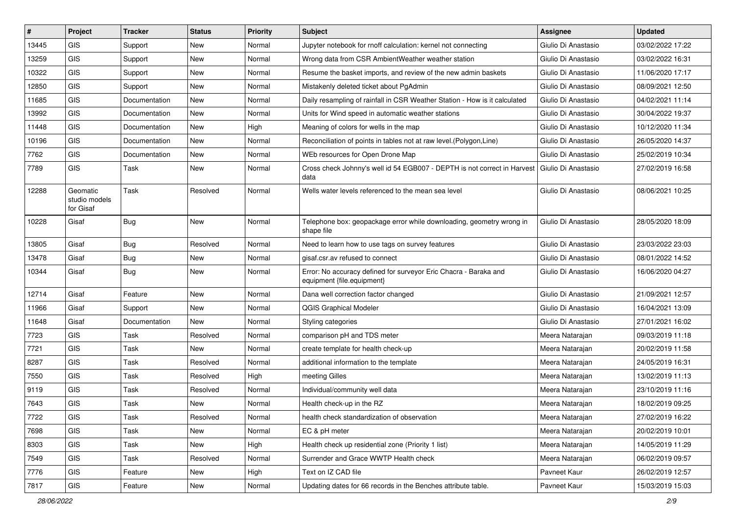| # | Project | Tracker | Status | Priority | Subject | Assignee | Updated |
|---|---|---|---|---|---|---|---|
| 13445 | GIS | Support | New | Normal | Jupyter notebook for rnoff calculation: kernel not connecting | Giulio Di Anastasio | 03/02/2022 17:22 |
| 13259 | GIS | Support | New | Normal | Wrong data from CSR AmbientWeather weather station | Giulio Di Anastasio | 03/02/2022 16:31 |
| 10322 | GIS | Support | New | Normal | Resume the basket imports, and review of the new admin baskets | Giulio Di Anastasio | 11/06/2020 17:17 |
| 12850 | GIS | Support | New | Normal | Mistakenly deleted ticket about PgAdmin | Giulio Di Anastasio | 08/09/2021 12:50 |
| 11685 | GIS | Documentation | New | Normal | Daily resampling of rainfall in CSR Weather Station - How is it calculated | Giulio Di Anastasio | 04/02/2021 11:14 |
| 13992 | GIS | Documentation | New | Normal | Units for Wind speed in automatic weather stations | Giulio Di Anastasio | 30/04/2022 19:37 |
| 11448 | GIS | Documentation | New | High | Meaning of colors for wells in the map | Giulio Di Anastasio | 10/12/2020 11:34 |
| 10196 | GIS | Documentation | New | Normal | Reconciliation of points in tables not at raw level.(Polygon,Line) | Giulio Di Anastasio | 26/05/2020 14:37 |
| 7762 | GIS | Documentation | New | Normal | WEb resources for Open Drone Map | Giulio Di Anastasio | 25/02/2019 10:34 |
| 7789 | GIS | Task | New | Normal | Cross check Johnny's well id 54 EGB007 - DEPTH is not correct in Harvest data | Giulio Di Anastasio | 27/02/2019 16:58 |
| 12288 | Geomatic studio models for Gisaf | Task | Resolved | Normal | Wells water levels referenced to the mean sea level | Giulio Di Anastasio | 08/06/2021 10:25 |
| 10228 | Gisaf | Bug | New | Normal | Telephone box: geopackage error while downloading, geometry wrong in shape file | Giulio Di Anastasio | 28/05/2020 18:09 |
| 13805 | Gisaf | Bug | Resolved | Normal | Need to learn how to use tags on survey features | Giulio Di Anastasio | 23/03/2022 23:03 |
| 13478 | Gisaf | Bug | New | Normal | gisaf.csr.av refused to connect | Giulio Di Anastasio | 08/01/2022 14:52 |
| 10344 | Gisaf | Bug | New | Normal | Error: No accuracy defined for surveyor Eric Chacra - Baraka and equipment {file.equipment} | Giulio Di Anastasio | 16/06/2020 04:27 |
| 12714 | Gisaf | Feature | New | Normal | Dana well correction factor changed | Giulio Di Anastasio | 21/09/2021 12:57 |
| 11966 | Gisaf | Support | New | Normal | QGIS Graphical Modeler | Giulio Di Anastasio | 16/04/2021 13:09 |
| 11648 | Gisaf | Documentation | New | Normal | Styling categories | Giulio Di Anastasio | 27/01/2021 16:02 |
| 7723 | GIS | Task | Resolved | Normal | comparison pH and TDS meter | Meera Natarajan | 09/03/2019 11:18 |
| 7721 | GIS | Task | New | Normal | create template for health check-up | Meera Natarajan | 20/02/2019 11:58 |
| 8287 | GIS | Task | Resolved | Normal | additional information to the template | Meera Natarajan | 24/05/2019 16:31 |
| 7550 | GIS | Task | Resolved | High | meeting Gilles | Meera Natarajan | 13/02/2019 11:13 |
| 9119 | GIS | Task | Resolved | Normal | Individual/community well data | Meera Natarajan | 23/10/2019 11:16 |
| 7643 | GIS | Task | New | Normal | Health check-up in the RZ | Meera Natarajan | 18/02/2019 09:25 |
| 7722 | GIS | Task | Resolved | Normal | health check standardization of observation | Meera Natarajan | 27/02/2019 16:22 |
| 7698 | GIS | Task | New | Normal | EC & pH meter | Meera Natarajan | 20/02/2019 10:01 |
| 8303 | GIS | Task | New | High | Health check up residential zone (Priority 1 list) | Meera Natarajan | 14/05/2019 11:29 |
| 7549 | GIS | Task | Resolved | Normal | Surrender and Grace WWTP Health check | Meera Natarajan | 06/02/2019 09:57 |
| 7776 | GIS | Feature | New | High | Text on IZ CAD file | Pavneet Kaur | 26/02/2019 12:57 |
| 7817 | GIS | Feature | New | Normal | Updating dates for 66 records in the Benches attribute table. | Pavneet Kaur | 15/03/2019 15:03 |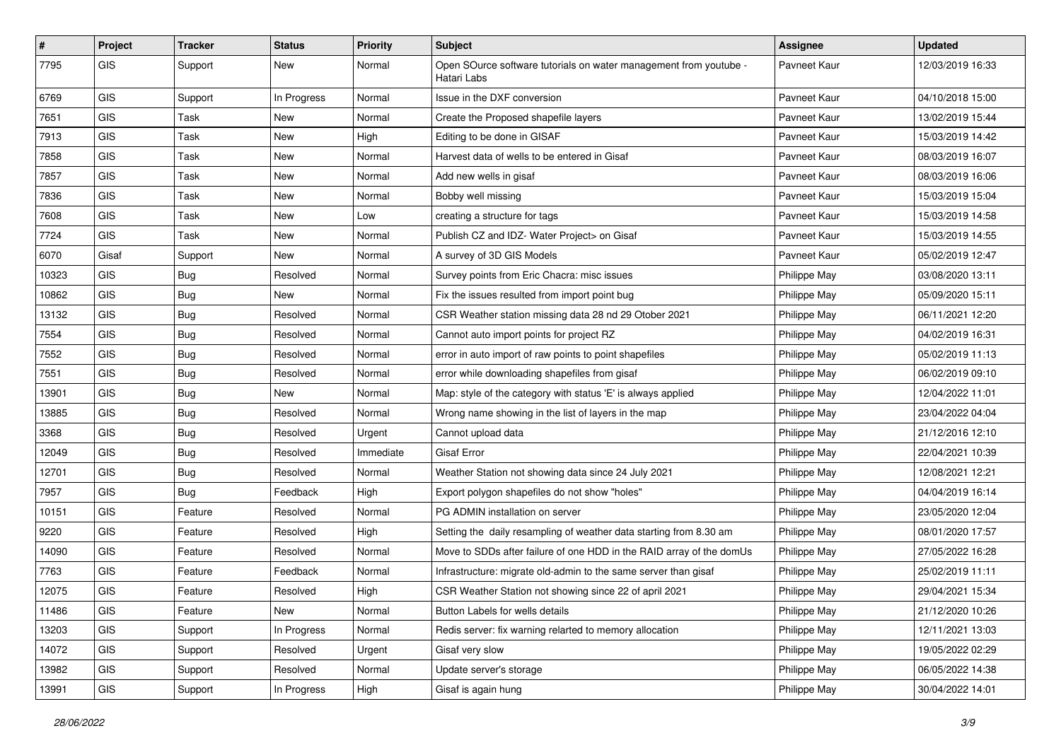| # | Project | Tracker | Status | Priority | Subject | Assignee | Updated |
|---|---|---|---|---|---|---|---|
| 7795 | GIS | Support | New | Normal | Open SOurce software tutorials on water management from youtube - Hatari Labs | Pavneet Kaur | 12/03/2019 16:33 |
| 6769 | GIS | Support | In Progress | Normal | Issue in the DXF conversion | Pavneet Kaur | 04/10/2018 15:00 |
| 7651 | GIS | Task | New | Normal | Create the Proposed shapefile layers | Pavneet Kaur | 13/02/2019 15:44 |
| 7913 | GIS | Task | New | High | Editing to be done in GISAF | Pavneet Kaur | 15/03/2019 14:42 |
| 7858 | GIS | Task | New | Normal | Harvest data of wells to be entered in Gisaf | Pavneet Kaur | 08/03/2019 16:07 |
| 7857 | GIS | Task | New | Normal | Add new wells in gisaf | Pavneet Kaur | 08/03/2019 16:06 |
| 7836 | GIS | Task | New | Normal | Bobby well missing | Pavneet Kaur | 15/03/2019 15:04 |
| 7608 | GIS | Task | New | Low | creating a structure for tags | Pavneet Kaur | 15/03/2019 14:58 |
| 7724 | GIS | Task | New | Normal | Publish CZ and IDZ- Water Project> on Gisaf | Pavneet Kaur | 15/03/2019 14:55 |
| 6070 | Gisaf | Support | New | Normal | A survey of 3D GIS Models | Pavneet Kaur | 05/02/2019 12:47 |
| 10323 | GIS | Bug | Resolved | Normal | Survey points from Eric Chacra: misc issues | Philippe May | 03/08/2020 13:11 |
| 10862 | GIS | Bug | New | Normal | Fix the issues resulted from import point bug | Philippe May | 05/09/2020 15:11 |
| 13132 | GIS | Bug | Resolved | Normal | CSR Weather station missing data 28 nd 29 Otober 2021 | Philippe May | 06/11/2021 12:20 |
| 7554 | GIS | Bug | Resolved | Normal | Cannot auto import points for project RZ | Philippe May | 04/02/2019 16:31 |
| 7552 | GIS | Bug | Resolved | Normal | error in auto import of raw points to point shapefiles | Philippe May | 05/02/2019 11:13 |
| 7551 | GIS | Bug | Resolved | Normal | error while downloading shapefiles from gisaf | Philippe May | 06/02/2019 09:10 |
| 13901 | GIS | Bug | New | Normal | Map: style of the category with status 'E' is always applied | Philippe May | 12/04/2022 11:01 |
| 13885 | GIS | Bug | Resolved | Normal | Wrong name showing in the list of layers in the map | Philippe May | 23/04/2022 04:04 |
| 3368 | GIS | Bug | Resolved | Urgent | Cannot upload data | Philippe May | 21/12/2016 12:10 |
| 12049 | GIS | Bug | Resolved | Immediate | Gisaf Error | Philippe May | 22/04/2021 10:39 |
| 12701 | GIS | Bug | Resolved | Normal | Weather Station not showing data since 24 July 2021 | Philippe May | 12/08/2021 12:21 |
| 7957 | GIS | Bug | Feedback | High | Export polygon shapefiles do not show "holes" | Philippe May | 04/04/2019 16:14 |
| 10151 | GIS | Feature | Resolved | Normal | PG ADMIN installation on server | Philippe May | 23/05/2020 12:04 |
| 9220 | GIS | Feature | Resolved | High | Setting the daily resampling of weather data starting from 8.30 am | Philippe May | 08/01/2020 17:57 |
| 14090 | GIS | Feature | Resolved | Normal | Move to SDDs after failure of one HDD in the RAID array of the domUs | Philippe May | 27/05/2022 16:28 |
| 7763 | GIS | Feature | Feedback | Normal | Infrastructure: migrate old-admin to the same server than gisaf | Philippe May | 25/02/2019 11:11 |
| 12075 | GIS | Feature | Resolved | High | CSR Weather Station not showing since 22 of april 2021 | Philippe May | 29/04/2021 15:34 |
| 11486 | GIS | Feature | New | Normal | Button Labels for wells details | Philippe May | 21/12/2020 10:26 |
| 13203 | GIS | Support | In Progress | Normal | Redis server: fix warning relarted to memory allocation | Philippe May | 12/11/2021 13:03 |
| 14072 | GIS | Support | Resolved | Urgent | Gisaf very slow | Philippe May | 19/05/2022 02:29 |
| 13982 | GIS | Support | Resolved | Normal | Update server's storage | Philippe May | 06/05/2022 14:38 |
| 13991 | GIS | Support | In Progress | High | Gisaf is again hung | Philippe May | 30/04/2022 14:01 |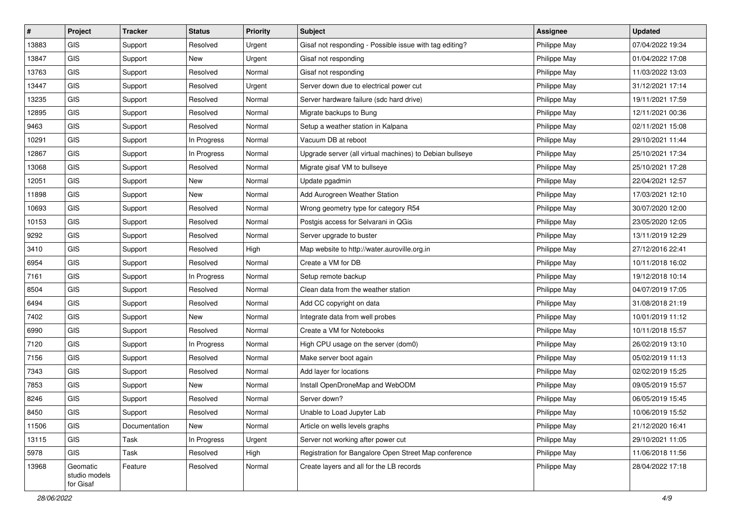| # | Project | Tracker | Status | Priority | Subject | Assignee | Updated |
|---|---|---|---|---|---|---|---|
| 13883 | GIS | Support | Resolved | Urgent | Gisaf not responding - Possible issue with tag editing? | Philippe May | 07/04/2022 19:34 |
| 13847 | GIS | Support | New | Urgent | Gisaf not responding | Philippe May | 01/04/2022 17:08 |
| 13763 | GIS | Support | Resolved | Normal | Gisaf not responding | Philippe May | 11/03/2022 13:03 |
| 13447 | GIS | Support | Resolved | Urgent | Server down due to electrical power cut | Philippe May | 31/12/2021 17:14 |
| 13235 | GIS | Support | Resolved | Normal | Server hardware failure (sdc hard drive) | Philippe May | 19/11/2021 17:59 |
| 12895 | GIS | Support | Resolved | Normal | Migrate backups to Bung | Philippe May | 12/11/2021 00:36 |
| 9463 | GIS | Support | Resolved | Normal | Setup a weather station in Kalpana | Philippe May | 02/11/2021 15:08 |
| 10291 | GIS | Support | In Progress | Normal | Vacuum DB at reboot | Philippe May | 29/10/2021 11:44 |
| 12867 | GIS | Support | In Progress | Normal | Upgrade server (all virtual machines) to Debian bullseye | Philippe May | 25/10/2021 17:34 |
| 13068 | GIS | Support | Resolved | Normal | Migrate gisaf VM to bullseye | Philippe May | 25/10/2021 17:28 |
| 12051 | GIS | Support | New | Normal | Update pgadmin | Philippe May | 22/04/2021 12:57 |
| 11898 | GIS | Support | New | Normal | Add Aurogreen Weather Station | Philippe May | 17/03/2021 12:10 |
| 10693 | GIS | Support | Resolved | Normal | Wrong geometry type for category R54 | Philippe May | 30/07/2020 12:00 |
| 10153 | GIS | Support | Resolved | Normal | Postgis access for Selvarani in QGis | Philippe May | 23/05/2020 12:05 |
| 9292 | GIS | Support | Resolved | Normal | Server upgrade to buster | Philippe May | 13/11/2019 12:29 |
| 3410 | GIS | Support | Resolved | High | Map website to http://water.auroville.org.in | Philippe May | 27/12/2016 22:41 |
| 6954 | GIS | Support | Resolved | Normal | Create a VM for DB | Philippe May | 10/11/2018 16:02 |
| 7161 | GIS | Support | In Progress | Normal | Setup remote backup | Philippe May | 19/12/2018 10:14 |
| 8504 | GIS | Support | Resolved | Normal | Clean data from the weather station | Philippe May | 04/07/2019 17:05 |
| 6494 | GIS | Support | Resolved | Normal | Add CC copyright on data | Philippe May | 31/08/2018 21:19 |
| 7402 | GIS | Support | New | Normal | Integrate data from well probes | Philippe May | 10/01/2019 11:12 |
| 6990 | GIS | Support | Resolved | Normal | Create a VM for Notebooks | Philippe May | 10/11/2018 15:57 |
| 7120 | GIS | Support | In Progress | Normal | High CPU usage on the server (dom0) | Philippe May | 26/02/2019 13:10 |
| 7156 | GIS | Support | Resolved | Normal | Make server boot again | Philippe May | 05/02/2019 11:13 |
| 7343 | GIS | Support | Resolved | Normal | Add layer for locations | Philippe May | 02/02/2019 15:25 |
| 7853 | GIS | Support | New | Normal | Install OpenDroneMap and WebODM | Philippe May | 09/05/2019 15:57 |
| 8246 | GIS | Support | Resolved | Normal | Server down? | Philippe May | 06/05/2019 15:45 |
| 8450 | GIS | Support | Resolved | Normal | Unable to Load Jupyter Lab | Philippe May | 10/06/2019 15:52 |
| 11506 | GIS | Documentation | New | Normal | Article on wells levels graphs | Philippe May | 21/12/2020 16:41 |
| 13115 | GIS | Task | In Progress | Urgent | Server not working after power cut | Philippe May | 29/10/2021 11:05 |
| 5978 | GIS | Task | Resolved | High | Registration for Bangalore Open Street Map conference | Philippe May | 11/06/2018 11:56 |
| 13968 | Geomatic studio models for Gisaf | Feature | Resolved | Normal | Create layers and all for the LB records | Philippe May | 28/04/2022 17:18 |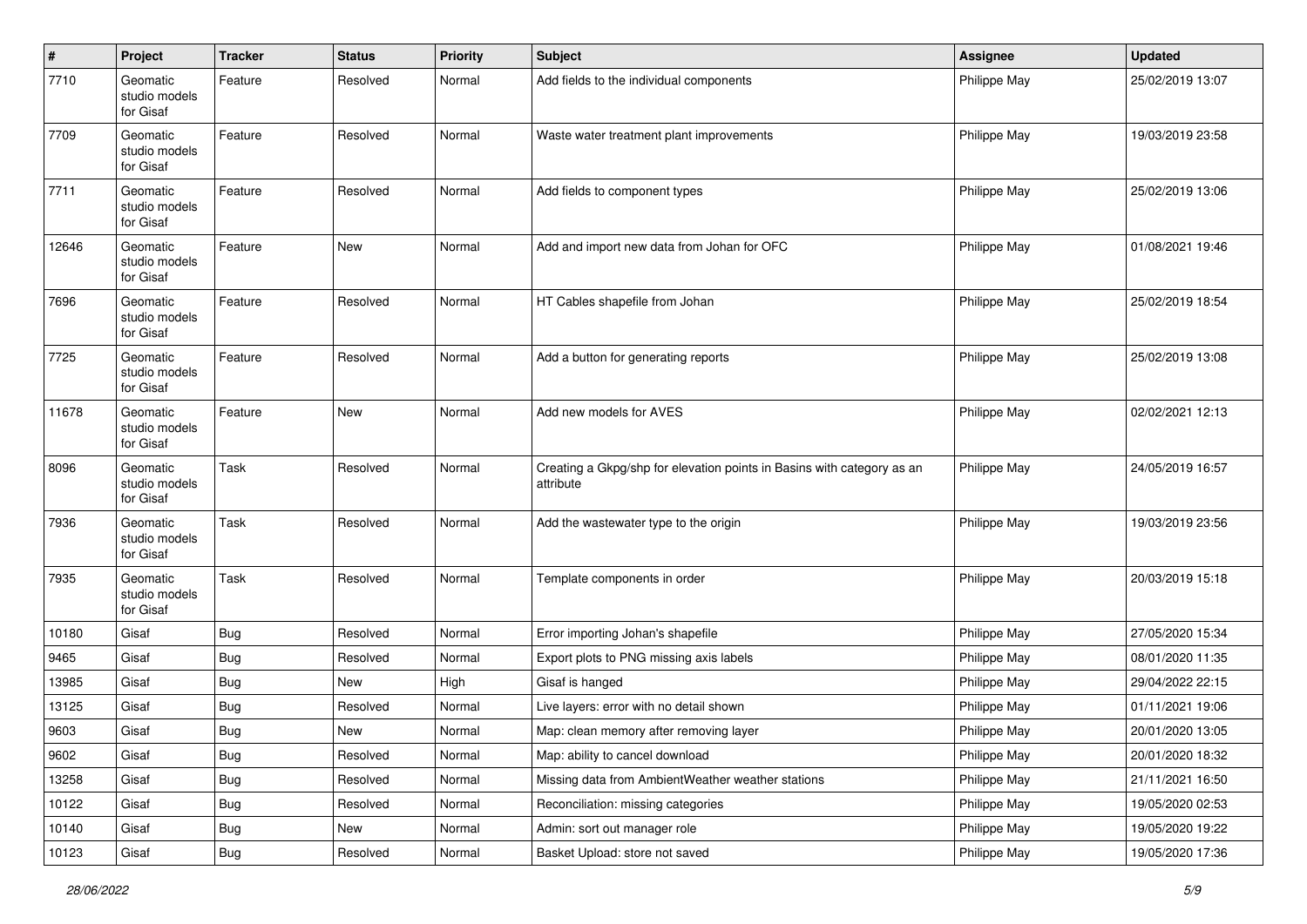| # | Project | Tracker | Status | Priority | Subject | Assignee | Updated |
|---|---|---|---|---|---|---|---|
| 7710 | Geomatic studio models for Gisaf | Feature | Resolved | Normal | Add fields to the individual components | Philippe May | 25/02/2019 13:07 |
| 7709 | Geomatic studio models for Gisaf | Feature | Resolved | Normal | Waste water treatment plant improvements | Philippe May | 19/03/2019 23:58 |
| 7711 | Geomatic studio models for Gisaf | Feature | Resolved | Normal | Add fields to component types | Philippe May | 25/02/2019 13:06 |
| 12646 | Geomatic studio models for Gisaf | Feature | New | Normal | Add and import new data from Johan for OFC | Philippe May | 01/08/2021 19:46 |
| 7696 | Geomatic studio models for Gisaf | Feature | Resolved | Normal | HT Cables shapefile from Johan | Philippe May | 25/02/2019 18:54 |
| 7725 | Geomatic studio models for Gisaf | Feature | Resolved | Normal | Add a button for generating reports | Philippe May | 25/02/2019 13:08 |
| 11678 | Geomatic studio models for Gisaf | Feature | New | Normal | Add new models for AVES | Philippe May | 02/02/2021 12:13 |
| 8096 | Geomatic studio models for Gisaf | Task | Resolved | Normal | Creating a Gkpg/shp for elevation points in Basins with category as an attribute | Philippe May | 24/05/2019 16:57 |
| 7936 | Geomatic studio models for Gisaf | Task | Resolved | Normal | Add the wastewater type to the origin | Philippe May | 19/03/2019 23:56 |
| 7935 | Geomatic studio models for Gisaf | Task | Resolved | Normal | Template components in order | Philippe May | 20/03/2019 15:18 |
| 10180 | Gisaf | Bug | Resolved | Normal | Error importing Johan's shapefile | Philippe May | 27/05/2020 15:34 |
| 9465 | Gisaf | Bug | Resolved | Normal | Export plots to PNG missing axis labels | Philippe May | 08/01/2020 11:35 |
| 13985 | Gisaf | Bug | New | High | Gisaf is hanged | Philippe May | 29/04/2022 22:15 |
| 13125 | Gisaf | Bug | Resolved | Normal | Live layers: error with no detail shown | Philippe May | 01/11/2021 19:06 |
| 9603 | Gisaf | Bug | New | Normal | Map: clean memory after removing layer | Philippe May | 20/01/2020 13:05 |
| 9602 | Gisaf | Bug | Resolved | Normal | Map: ability to cancel download | Philippe May | 20/01/2020 18:32 |
| 13258 | Gisaf | Bug | Resolved | Normal | Missing data from AmbientWeather weather stations | Philippe May | 21/11/2021 16:50 |
| 10122 | Gisaf | Bug | Resolved | Normal | Reconciliation: missing categories | Philippe May | 19/05/2020 02:53 |
| 10140 | Gisaf | Bug | New | Normal | Admin: sort out manager role | Philippe May | 19/05/2020 19:22 |
| 10123 | Gisaf | Bug | Resolved | Normal | Basket Upload: store not saved | Philippe May | 19/05/2020 17:36 |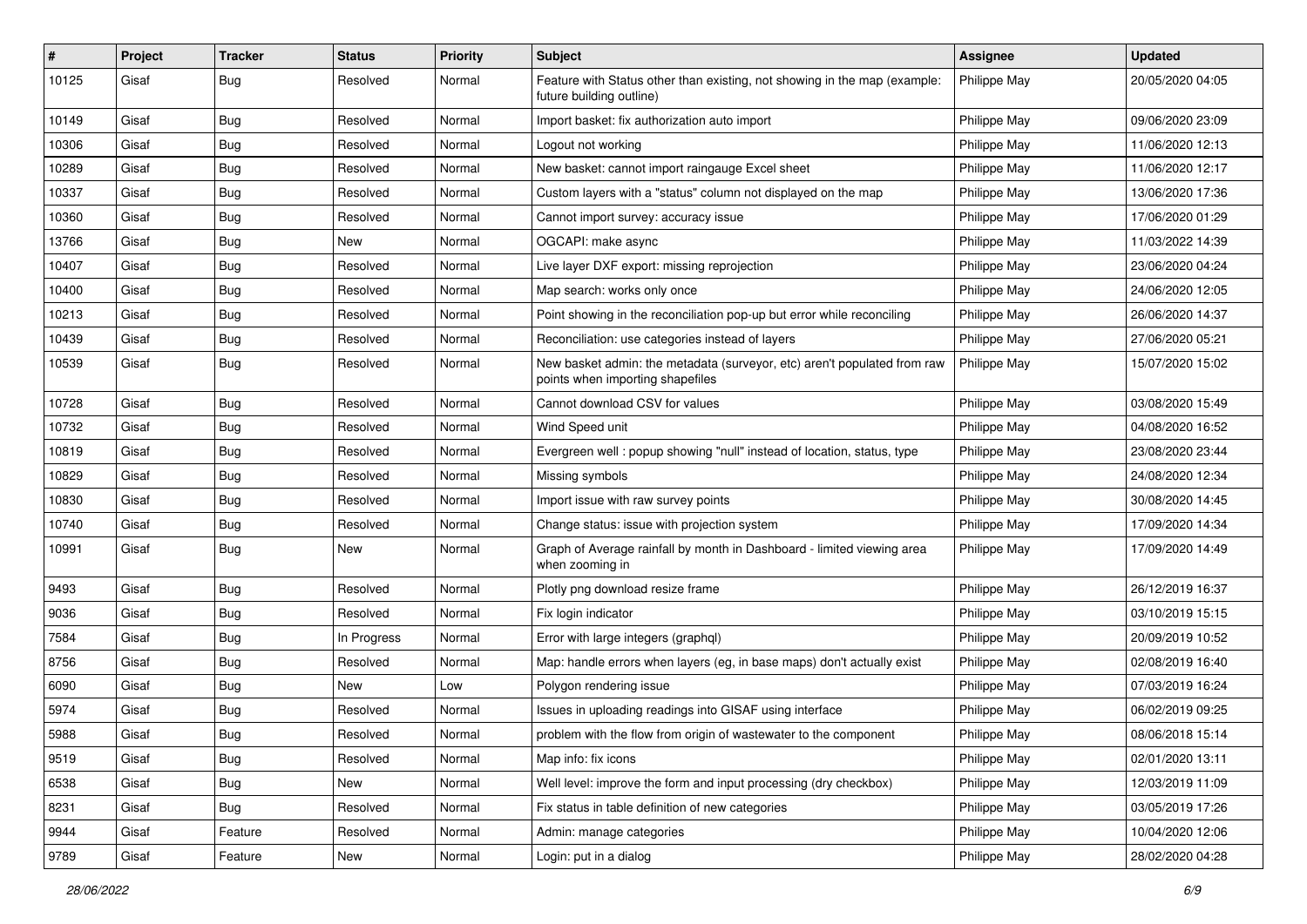| # | Project | Tracker | Status | Priority | Subject | Assignee | Updated |
|---|---|---|---|---|---|---|---|
| 10125 | Gisaf | Bug | Resolved | Normal | Feature with Status other than existing, not showing in the map (example: future building outline) | Philippe May | 20/05/2020 04:05 |
| 10149 | Gisaf | Bug | Resolved | Normal | Import basket: fix authorization auto import | Philippe May | 09/06/2020 23:09 |
| 10306 | Gisaf | Bug | Resolved | Normal | Logout not working | Philippe May | 11/06/2020 12:13 |
| 10289 | Gisaf | Bug | Resolved | Normal | New basket: cannot import raingauge Excel sheet | Philippe May | 11/06/2020 12:17 |
| 10337 | Gisaf | Bug | Resolved | Normal | Custom layers with a "status" column not displayed on the map | Philippe May | 13/06/2020 17:36 |
| 10360 | Gisaf | Bug | Resolved | Normal | Cannot import survey: accuracy issue | Philippe May | 17/06/2020 01:29 |
| 13766 | Gisaf | Bug | New | Normal | OGCAPI: make async | Philippe May | 11/03/2022 14:39 |
| 10407 | Gisaf | Bug | Resolved | Normal | Live layer DXF export: missing reprojection | Philippe May | 23/06/2020 04:24 |
| 10400 | Gisaf | Bug | Resolved | Normal | Map search: works only once | Philippe May | 24/06/2020 12:05 |
| 10213 | Gisaf | Bug | Resolved | Normal | Point showing in the reconciliation pop-up but error while reconciling | Philippe May | 26/06/2020 14:37 |
| 10439 | Gisaf | Bug | Resolved | Normal | Reconciliation: use categories instead of layers | Philippe May | 27/06/2020 05:21 |
| 10539 | Gisaf | Bug | Resolved | Normal | New basket admin: the metadata (surveyor, etc) aren't populated from raw points when importing shapefiles | Philippe May | 15/07/2020 15:02 |
| 10728 | Gisaf | Bug | Resolved | Normal | Cannot download CSV for values | Philippe May | 03/08/2020 15:49 |
| 10732 | Gisaf | Bug | Resolved | Normal | Wind Speed unit | Philippe May | 04/08/2020 16:52 |
| 10819 | Gisaf | Bug | Resolved | Normal | Evergreen well : popup showing "null" instead of location, status, type | Philippe May | 23/08/2020 23:44 |
| 10829 | Gisaf | Bug | Resolved | Normal | Missing symbols | Philippe May | 24/08/2020 12:34 |
| 10830 | Gisaf | Bug | Resolved | Normal | Import issue with raw survey points | Philippe May | 30/08/2020 14:45 |
| 10740 | Gisaf | Bug | Resolved | Normal | Change status: issue with projection system | Philippe May | 17/09/2020 14:34 |
| 10991 | Gisaf | Bug | New | Normal | Graph of Average rainfall by month in Dashboard - limited viewing area when zooming in | Philippe May | 17/09/2020 14:49 |
| 9493 | Gisaf | Bug | Resolved | Normal | Plotly png download resize frame | Philippe May | 26/12/2019 16:37 |
| 9036 | Gisaf | Bug | Resolved | Normal | Fix login indicator | Philippe May | 03/10/2019 15:15 |
| 7584 | Gisaf | Bug | In Progress | Normal | Error with large integers (graphql) | Philippe May | 20/09/2019 10:52 |
| 8756 | Gisaf | Bug | Resolved | Normal | Map: handle errors when layers (eg, in base maps) don't actually exist | Philippe May | 02/08/2019 16:40 |
| 6090 | Gisaf | Bug | New | Low | Polygon rendering issue | Philippe May | 07/03/2019 16:24 |
| 5974 | Gisaf | Bug | Resolved | Normal | Issues in uploading readings into GISAF using interface | Philippe May | 06/02/2019 09:25 |
| 5988 | Gisaf | Bug | Resolved | Normal | problem with the flow from origin of wastewater to the component | Philippe May | 08/06/2018 15:14 |
| 9519 | Gisaf | Bug | Resolved | Normal | Map info: fix icons | Philippe May | 02/01/2020 13:11 |
| 6538 | Gisaf | Bug | New | Normal | Well level: improve the form and input processing (dry checkbox) | Philippe May | 12/03/2019 11:09 |
| 8231 | Gisaf | Bug | Resolved | Normal | Fix status in table definition of new categories | Philippe May | 03/05/2019 17:26 |
| 9944 | Gisaf | Feature | Resolved | Normal | Admin: manage categories | Philippe May | 10/04/2020 12:06 |
| 9789 | Gisaf | Feature | New | Normal | Login: put in a dialog | Philippe May | 28/02/2020 04:28 |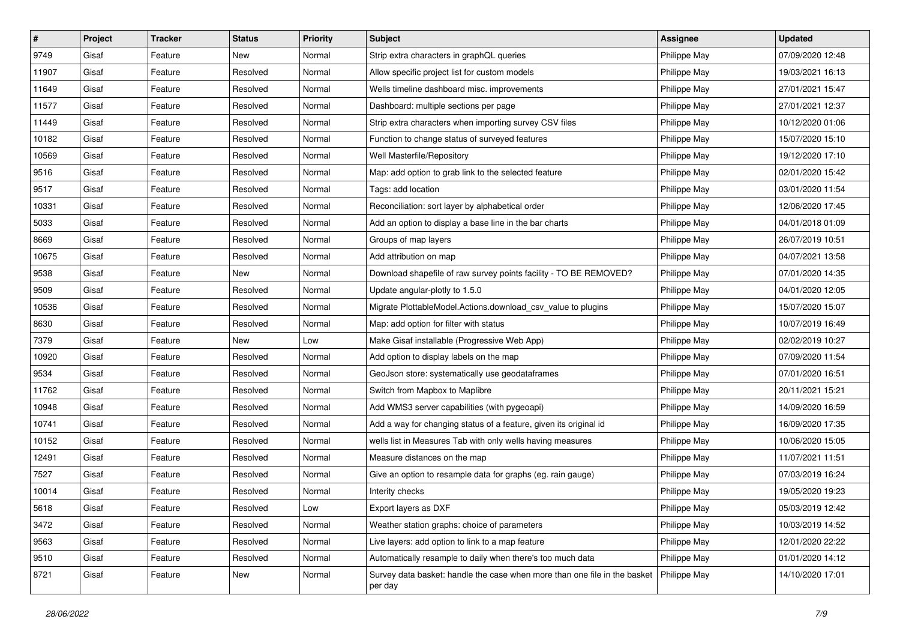| # | Project | Tracker | Status | Priority | Subject | Assignee | Updated |
|---|---|---|---|---|---|---|---|
| 9749 | Gisaf | Feature | New | Normal | Strip extra characters in graphQL queries | Philippe May | 07/09/2020 12:48 |
| 11907 | Gisaf | Feature | Resolved | Normal | Allow specific project list for custom models | Philippe May | 19/03/2021 16:13 |
| 11649 | Gisaf | Feature | Resolved | Normal | Wells timeline dashboard misc. improvements | Philippe May | 27/01/2021 15:47 |
| 11577 | Gisaf | Feature | Resolved | Normal | Dashboard: multiple sections per page | Philippe May | 27/01/2021 12:37 |
| 11449 | Gisaf | Feature | Resolved | Normal | Strip extra characters when importing survey CSV files | Philippe May | 10/12/2020 01:06 |
| 10182 | Gisaf | Feature | Resolved | Normal | Function to change status of surveyed features | Philippe May | 15/07/2020 15:10 |
| 10569 | Gisaf | Feature | Resolved | Normal | Well Masterfile/Repository | Philippe May | 19/12/2020 17:10 |
| 9516 | Gisaf | Feature | Resolved | Normal | Map: add option to grab link to the selected feature | Philippe May | 02/01/2020 15:42 |
| 9517 | Gisaf | Feature | Resolved | Normal | Tags: add location | Philippe May | 03/01/2020 11:54 |
| 10331 | Gisaf | Feature | Resolved | Normal | Reconciliation: sort layer by alphabetical order | Philippe May | 12/06/2020 17:45 |
| 5033 | Gisaf | Feature | Resolved | Normal | Add an option to display a base line in the bar charts | Philippe May | 04/01/2018 01:09 |
| 8669 | Gisaf | Feature | Resolved | Normal | Groups of map layers | Philippe May | 26/07/2019 10:51 |
| 10675 | Gisaf | Feature | Resolved | Normal | Add attribution on map | Philippe May | 04/07/2021 13:58 |
| 9538 | Gisaf | Feature | New | Normal | Download shapefile of raw survey points facility - TO BE REMOVED? | Philippe May | 07/01/2020 14:35 |
| 9509 | Gisaf | Feature | Resolved | Normal | Update angular-plotly to 1.5.0 | Philippe May | 04/01/2020 12:05 |
| 10536 | Gisaf | Feature | Resolved | Normal | Migrate PlottableModel.Actions.download_csv_value to plugins | Philippe May | 15/07/2020 15:07 |
| 8630 | Gisaf | Feature | Resolved | Normal | Map: add option for filter with status | Philippe May | 10/07/2019 16:49 |
| 7379 | Gisaf | Feature | New | Low | Make Gisaf installable (Progressive Web App) | Philippe May | 02/02/2019 10:27 |
| 10920 | Gisaf | Feature | Resolved | Normal | Add option to display labels on the map | Philippe May | 07/09/2020 11:54 |
| 9534 | Gisaf | Feature | Resolved | Normal | GeoJson store: systematically use geodataframes | Philippe May | 07/01/2020 16:51 |
| 11762 | Gisaf | Feature | Resolved | Normal | Switch from Mapbox to Maplibre | Philippe May | 20/11/2021 15:21 |
| 10948 | Gisaf | Feature | Resolved | Normal | Add WMS3 server capabilities (with pygeoapi) | Philippe May | 14/09/2020 16:59 |
| 10741 | Gisaf | Feature | Resolved | Normal | Add a way for changing status of a feature, given its original id | Philippe May | 16/09/2020 17:35 |
| 10152 | Gisaf | Feature | Resolved | Normal | wells list in Measures Tab with only wells having measures | Philippe May | 10/06/2020 15:05 |
| 12491 | Gisaf | Feature | Resolved | Normal | Measure distances on the map | Philippe May | 11/07/2021 11:51 |
| 7527 | Gisaf | Feature | Resolved | Normal | Give an option to resample data for graphs (eg. rain gauge) | Philippe May | 07/03/2019 16:24 |
| 10014 | Gisaf | Feature | Resolved | Normal | Interity checks | Philippe May | 19/05/2020 19:23 |
| 5618 | Gisaf | Feature | Resolved | Low | Export layers as DXF | Philippe May | 05/03/2019 12:42 |
| 3472 | Gisaf | Feature | Resolved | Normal | Weather station graphs: choice of parameters | Philippe May | 10/03/2019 14:52 |
| 9563 | Gisaf | Feature | Resolved | Normal | Live layers: add option to link to a map feature | Philippe May | 12/01/2020 22:22 |
| 9510 | Gisaf | Feature | Resolved | Normal | Automatically resample to daily when there's too much data | Philippe May | 01/01/2020 14:12 |
| 8721 | Gisaf | Feature | New | Normal | Survey data basket: handle the case when more than one file in the basket per day | Philippe May | 14/10/2020 17:01 |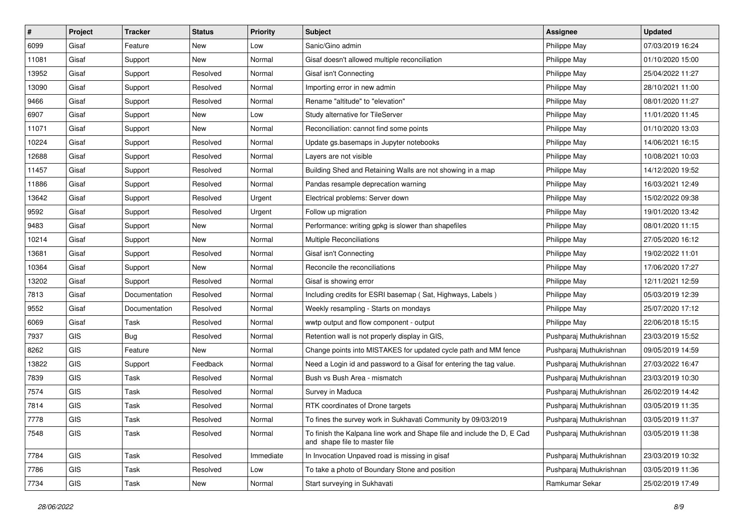| # | Project | Tracker | Status | Priority | Subject | Assignee | Updated |
|---|---|---|---|---|---|---|---|
| 6099 | Gisaf | Feature | New | Low | Sanic/Gino admin | Philippe May | 07/03/2019 16:24 |
| 11081 | Gisaf | Support | New | Normal | Gisaf doesn't allowed multiple reconciliation | Philippe May | 01/10/2020 15:00 |
| 13952 | Gisaf | Support | Resolved | Normal | Gisaf isn't Connecting | Philippe May | 25/04/2022 11:27 |
| 13090 | Gisaf | Support | Resolved | Normal | Importing error in new admin | Philippe May | 28/10/2021 11:00 |
| 9466 | Gisaf | Support | Resolved | Normal | Rename "altitude" to "elevation" | Philippe May | 08/01/2020 11:27 |
| 6907 | Gisaf | Support | New | Low | Study alternative for TileServer | Philippe May | 11/01/2020 11:45 |
| 11071 | Gisaf | Support | New | Normal | Reconciliation: cannot find some points | Philippe May | 01/10/2020 13:03 |
| 10224 | Gisaf | Support | Resolved | Normal | Update gs.basemaps in Jupyter notebooks | Philippe May | 14/06/2021 16:15 |
| 12688 | Gisaf | Support | Resolved | Normal | Layers are not visible | Philippe May | 10/08/2021 10:03 |
| 11457 | Gisaf | Support | Resolved | Normal | Building Shed and Retaining Walls are not showing in a map | Philippe May | 14/12/2020 19:52 |
| 11886 | Gisaf | Support | Resolved | Normal | Pandas resample deprecation warning | Philippe May | 16/03/2021 12:49 |
| 13642 | Gisaf | Support | Resolved | Urgent | Electrical problems: Server down | Philippe May | 15/02/2022 09:38 |
| 9592 | Gisaf | Support | Resolved | Urgent | Follow up migration | Philippe May | 19/01/2020 13:42 |
| 9483 | Gisaf | Support | New | Normal | Performance: writing gpkg is slower than shapefiles | Philippe May | 08/01/2020 11:15 |
| 10214 | Gisaf | Support | New | Normal | Multiple Reconciliations | Philippe May | 27/05/2020 16:12 |
| 13681 | Gisaf | Support | Resolved | Normal | Gisaf isn't Connecting | Philippe May | 19/02/2022 11:01 |
| 10364 | Gisaf | Support | New | Normal | Reconcile the reconciliations | Philippe May | 17/06/2020 17:27 |
| 13202 | Gisaf | Support | Resolved | Normal | Gisaf is showing error | Philippe May | 12/11/2021 12:59 |
| 7813 | Gisaf | Documentation | Resolved | Normal | Including credits for ESRI basemap ( Sat, Highways, Labels ) | Philippe May | 05/03/2019 12:39 |
| 9552 | Gisaf | Documentation | Resolved | Normal | Weekly resampling - Starts on mondays | Philippe May | 25/07/2020 17:12 |
| 6069 | Gisaf | Task | Resolved | Normal | wwtp output and flow component - output | Philippe May | 22/06/2018 15:15 |
| 7937 | GIS | Bug | Resolved | Normal | Retention wall is not properly display in GIS, | Pushparaj Muthukrishnan | 23/03/2019 15:52 |
| 8262 | GIS | Feature | New | Normal | Change points into MISTAKES for updated cycle path and MM fence | Pushparaj Muthukrishnan | 09/05/2019 14:59 |
| 13822 | GIS | Support | Feedback | Normal | Need a Login id and password to a Gisaf for entering the tag value. | Pushparaj Muthukrishnan | 27/03/2022 16:47 |
| 7839 | GIS | Task | Resolved | Normal | Bush vs Bush Area - mismatch | Pushparaj Muthukrishnan | 23/03/2019 10:30 |
| 7574 | GIS | Task | Resolved | Normal | Survey in Maduca | Pushparaj Muthukrishnan | 26/02/2019 14:42 |
| 7814 | GIS | Task | Resolved | Normal | RTK coordinates of Drone targets | Pushparaj Muthukrishnan | 03/05/2019 11:35 |
| 7778 | GIS | Task | Resolved | Normal | To fines the survey work in Sukhavati Community by 09/03/2019 | Pushparaj Muthukrishnan | 03/05/2019 11:37 |
| 7548 | GIS | Task | Resolved | Normal | To finish the Kalpana line work and Shape file and include the D, E Cad and shape file to master file | Pushparaj Muthukrishnan | 03/05/2019 11:38 |
| 7784 | GIS | Task | Resolved | Immediate | In Invocation Unpaved road is missing in gisaf | Pushparaj Muthukrishnan | 23/03/2019 10:32 |
| 7786 | GIS | Task | Resolved | Low | To take a photo of Boundary Stone and position | Pushparaj Muthukrishnan | 03/05/2019 11:36 |
| 7734 | GIS | Task | New | Normal | Start surveying in Sukhavati | Ramkumar Sekar | 25/02/2019 17:49 |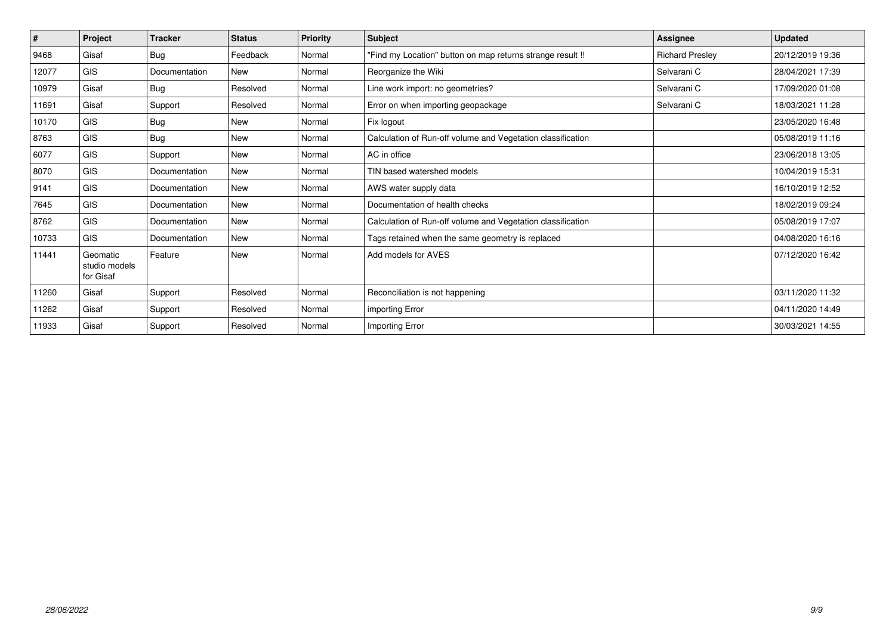| # | Project | Tracker | Status | Priority | Subject | Assignee | Updated |
|---|---|---|---|---|---|---|---|
| 9468 | Gisaf | Bug | Feedback | Normal | "Find my Location" button on map returns strange result !! | Richard Presley | 20/12/2019 19:36 |
| 12077 | GIS | Documentation | New | Normal | Reorganize the Wiki | Selvarani C | 28/04/2021 17:39 |
| 10979 | Gisaf | Bug | Resolved | Normal | Line work import: no geometries? | Selvarani C | 17/09/2020 01:08 |
| 11691 | Gisaf | Support | Resolved | Normal | Error on when importing geopackage | Selvarani C | 18/03/2021 11:28 |
| 10170 | GIS | Bug | New | Normal | Fix logout | | 23/05/2020 16:48 |
| 8763 | GIS | Bug | New | Normal | Calculation of Run-off volume and Vegetation classification | | 05/08/2019 11:16 |
| 6077 | GIS | Support | New | Normal | AC in office | | 23/06/2018 13:05 |
| 8070 | GIS | Documentation | New | Normal | TIN based watershed models | | 10/04/2019 15:31 |
| 9141 | GIS | Documentation | New | Normal | AWS water supply data | | 16/10/2019 12:52 |
| 7645 | GIS | Documentation | New | Normal | Documentation of health checks | | 18/02/2019 09:24 |
| 8762 | GIS | Documentation | New | Normal | Calculation of Run-off volume and Vegetation classification | | 05/08/2019 17:07 |
| 10733 | GIS | Documentation | New | Normal | Tags retained when the same geometry is replaced | | 04/08/2020 16:16 |
| 11441 | Geomatic studio models for Gisaf | Feature | New | Normal | Add models for AVES | | 07/12/2020 16:42 |
| 11260 | Gisaf | Support | Resolved | Normal | Reconciliation is not happening | | 03/11/2020 11:32 |
| 11262 | Gisaf | Support | Resolved | Normal | importing Error | | 04/11/2020 14:49 |
| 11933 | Gisaf | Support | Resolved | Normal | Importing Error | | 30/03/2021 14:55 |

*28/06/2022*